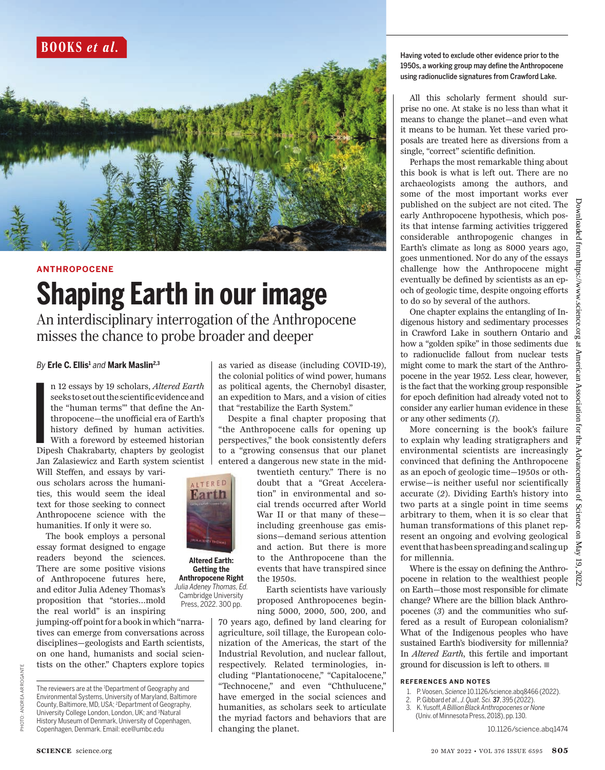BOOKS *et al.*

Having voted to exclude other evidence prior to the 1950s, a working group may define the Anthropocene using radionuclide signatures from Crawford Lake.

ANTHROPOCENE

# Shaping Earth in our image

## An interdisciplinary interrogation of the Anthropocene misses the chance to probe broader and deeper

*By* **Erle C. Ellis**[1] *and* **Mark Maslin**[2,3]

In 12 essays by 19 scholars, *Altered Earth* seeks to set out the scientific evidence and the "human terms"' that define the Anthropocene—the unofficial era of Earth's history defined by human activities. With a foreword by esteemed historian Dipesh Chakrabarty, chapters by geologist Jan Zalasiewicz and Earth system scientist Will Steffen, and essays by various scholars across the humanities, this would seem the ideal text for those seeking to connect Anthropocene science with the humanities. If only it were so.

The book employs a personal essay format designed to engage readers beyond the sciences. There are some positive visions of Anthropocene futures here, and editor Julia Adeney Thomas's proposition that "stories…mold the real world" is an inspiring jumping-off point for a book in which "narratives can emerge from conversations across disciplines—geologists and Earth scientists, on one hand, humanists and social scientists on the other." Chapters explore topics as varied as disease (including COVID-19), the colonial politics of wind power, humans as political agents, the Chernobyl disaster, an expedition to Mars, and a vision of cities that "restabilize the Earth System."

Despite a final chapter proposing that "the Anthropocene calls for opening up perspectives," the book consistently defers to a "growing consensus that our planet entered a dangerous new state in the mid-twentieth century." There is no doubt that a "Great Acceleration" in environmental and social trends occurred after World War II or that many of these—including greenhouse gas emissions—demand serious attention and action. But there is more to the Anthropocene than the events that have transpired since the 1950s.

**Altered Earth: Getting the Anthropocene Right**
*Julia Adeney Thomas, Ed.*
Cambridge University Press, 2022. 300 pp.

Earth scientists have variously proposed Anthropocenes beginning 5000, 2000, 500, 200, and 70 years ago, defined by land clearing for agriculture, soil tillage, the European colonization of the Americas, the start of the Industrial Revolution, and nuclear fallout, respectively. Related terminologies, including "Plantationocene," "Capitalocene," "Technocene," and even "Chthulucene," have emerged in the social sciences and humanities, as scholars seek to articulate the myriad factors and behaviors that are changing the planet.

All this scholarly ferment should surprise no one. At stake is no less than what it means to change the planet—and even what it means to be human. Yet these varied proposals are treated here as diversions from a single, "correct" scientific definition.

Perhaps the most remarkable thing about this book is what is left out. There are no archaeologists among the authors, and some of the most important works ever published on the subject are not cited. The early Anthropocene hypothesis, which posits that intense farming activities triggered considerable anthropogenic changes in Earth's climate as long as 8000 years ago, goes unmentioned. Nor do any of the essays challenge how the Anthropocene might eventually be defined by scientists as an epoch of geologic time, despite ongoing efforts to do so by several of the authors.

One chapter explains the entangling of Indigenous history and sedimentary processes in Crawford Lake in southern Ontario and how a "golden spike" in those sediments due to radionuclide fallout from nuclear tests might come to mark the start of the Anthropocene in the year 1952. Less clear, however, is the fact that the working group responsible for epoch definition had already voted not to consider any earlier human evidence in these or any other sediments (*1*).

More concerning is the book's failure to explain why leading stratigraphers and environmental scientists are increasingly convinced that defining the Anthropocene as an epoch of geologic time—1950s or otherwise—is neither useful nor scientifically accurate (*2*). Dividing Earth's history into two parts at a single point in time seems arbitrary to them, when it is so clear that human transformations of this planet represent an ongoing and evolving geological event that has been spreading and scaling up for millennia.

Where is the essay on defining the Anthropocene in relation to the wealthiest people on Earth—those most responsible for climate change? Where are the billion black Anthropocenes (*3*) and the communities who suffered as a result of European colonialism? What of the Indigenous peoples who have sustained Earth's biodiversity for millennia? In *Altered Earth*, this fertile and important ground for discussion is left to others. ■

### REFERENCES AND NOTES

1. P. Voosen, *Science* 10.1126/science.abq8466 (2022).
2. P. Gibbard *et al.*, *J. Quat. Sci.* **37**, 395 (2022).
3. K. Yusoff, *A Billion Black Anthropocenes or None* (Univ. of Minnesota Press, 2018), pp. 130.

10.1126/science.abq1474

The reviewers are at the [1]Department of Geography and Environmental Systems, University of Maryland, Baltimore County, Baltimore, MD, USA; [2]Department of Geography, University College London, London, UK; and [3]Natural History Museum of Denmark, University of Copenhagen, Copenhagen, Denmark. Email: ece@umbc.edu

PHOTO: ANDREA ARROGANTE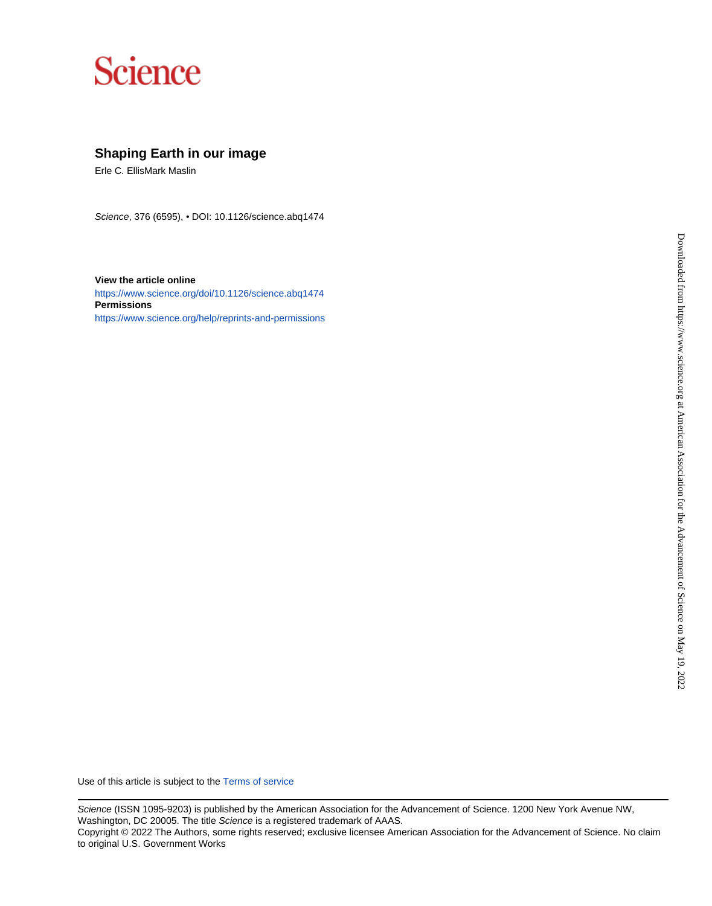# Science

## Shaping Earth in our image

Erle C. EllisMark Maslin

*Science*, 376 (6595), • DOI: 10.1126/science.abq1474

**View the article online**
https://www.science.org/doi/10.1126/science.abq1474
**Permissions**
https://www.science.org/help/reprints-and-permissions

Use of this article is subject to the Terms of service

*Science* (ISSN 1095-9203) is published by the American Association for the Advancement of Science. 1200 New York Avenue NW, Washington, DC 20005. The title *Science* is a registered trademark of AAAS.
Copyright © 2022 The Authors, some rights reserved; exclusive licensee American Association for the Advancement of Science. No claim to original U.S. Government Works

Downloaded from https://www.science.org at American Association for the Advancement of Science on May 19, 2022